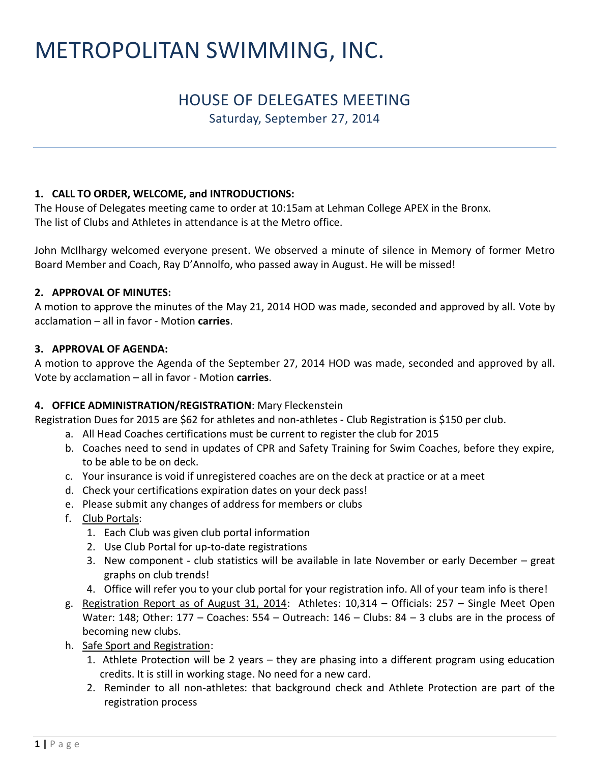# METROPOLITAN SWIMMING, INC.

## HOUSE OF DELEGATES MEETING

Saturday, September 27, 2014

---

### 1. CALL TO ORDER, WELCOME, and INTRODUCTIONS:

The House of Delegates meeting came to order at 10:15am at Lehman College APEX in the Bronx.
The list of Clubs and Athletes in attendance is at the Metro office.

John McIlhargy welcomed everyone present. We observed a minute of silence in Memory of former Metro Board Member and Coach, Ray D'Annolfo, who passed away in August. He will be missed!

### 2. APPROVAL OF MINUTES:

A motion to approve the minutes of the May 21, 2014 HOD was made, seconded and approved by all. Vote by acclamation – all in favor - Motion **carries**.

### 3. APPROVAL OF AGENDA:

A motion to approve the Agenda of the September 27, 2014 HOD was made, seconded and approved by all. Vote by acclamation – all in favor - Motion **carries**.

### 4. OFFICE ADMINISTRATION/REGISTRATION: Mary Fleckenstein

Registration Dues for 2015 are $62 for athletes and non-athletes - Club Registration is $150 per club.

a. All Head Coaches certifications must be current to register the club for 2015
b. Coaches need to send in updates of CPR and Safety Training for Swim Coaches, before they expire, to be able to be on deck.
c. Your insurance is void if unregistered coaches are on the deck at practice or at a meet
d. Check your certifications expiration dates on your deck pass!
e. Please submit any changes of address for members or clubs
f. Club Portals:
   1. Each Club was given club portal information
   2. Use Club Portal for up-to-date registrations
   3. New component - club statistics will be available in late November or early December – great graphs on club trends!
   4. Office will refer you to your club portal for your registration info. All of your team info is there!
g. Registration Report as of August 31, 2014: Athletes: 10,314 – Officials: 257 – Single Meet Open Water: 148; Other: 177 – Coaches: 554 – Outreach: 146 – Clubs: 84 – 3 clubs are in the process of becoming new clubs.
h. Safe Sport and Registration:
   1. Athlete Protection will be 2 years – they are phasing into a different program using education credits. It is still in working stage. No need for a new card.
   2. Reminder to all non-athletes: that background check and Athlete Protection are part of the registration process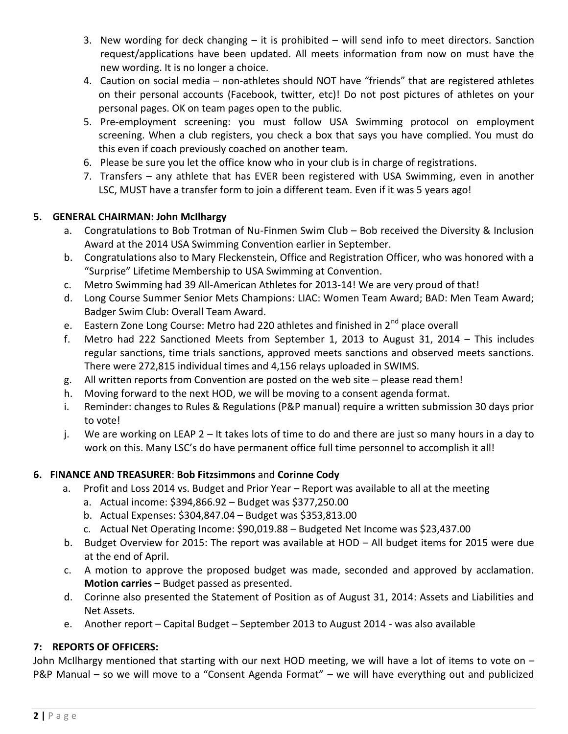3. New wording for deck changing – it is prohibited – will send info to meet directors. Sanction request/applications have been updated. All meets information from now on must have the new wording. It is no longer a choice.
4. Caution on social media – non-athletes should NOT have "friends" that are registered athletes on their personal accounts (Facebook, twitter, etc)! Do not post pictures of athletes on your personal pages. OK on team pages open to the public.
5. Pre-employment screening: you must follow USA Swimming protocol on employment screening. When a club registers, you check a box that says you have complied. You must do this even if coach previously coached on another team.
6. Please be sure you let the office know who in your club is in charge of registrations.
7. Transfers – any athlete that has EVER been registered with USA Swimming, even in another LSC, MUST have a transfer form to join a different team. Even if it was 5 years ago!

## 5. GENERAL CHAIRMAN: John McIlhargy

a. Congratulations to Bob Trotman of Nu-Finmen Swim Club – Bob received the Diversity & Inclusion Award at the 2014 USA Swimming Convention earlier in September.
b. Congratulations also to Mary Fleckenstein, Office and Registration Officer, who was honored with a "Surprise" Lifetime Membership to USA Swimming at Convention.
c. Metro Swimming had 39 All-American Athletes for 2013-14! We are very proud of that!
d. Long Course Summer Senior Mets Champions: LIAC: Women Team Award; BAD: Men Team Award; Badger Swim Club: Overall Team Award.
e. Eastern Zone Long Course: Metro had 220 athletes and finished in 2nd place overall
f. Metro had 222 Sanctioned Meets from September 1, 2013 to August 31, 2014 – This includes regular sanctions, time trials sanctions, approved meets sanctions and observed meets sanctions. There were 272,815 individual times and 4,156 relays uploaded in SWIMS.
g. All written reports from Convention are posted on the web site – please read them!
h. Moving forward to the next HOD, we will be moving to a consent agenda format.
i. Reminder: changes to Rules & Regulations (P&P manual) require a written submission 30 days prior to vote!
j. We are working on LEAP 2 – It takes lots of time to do and there are just so many hours in a day to work on this. Many LSC's do have permanent office full time personnel to accomplish it all!

## 6. FINANCE AND TREASURER: Bob Fitzsimmons and Corinne Cody

a. Profit and Loss 2014 vs. Budget and Prior Year – Report was available to all at the meeting
   a. Actual income: $394,866.92 – Budget was $377,250.00
   b. Actual Expenses: $304,847.04 – Budget was $353,813.00
   c. Actual Net Operating Income: $90,019.88 – Budgeted Net Income was $23,437.00
b. Budget Overview for 2015: The report was available at HOD – All budget items for 2015 were due at the end of April.
c. A motion to approve the proposed budget was made, seconded and approved by acclamation. **Motion carries** – Budget passed as presented.
d. Corinne also presented the Statement of Position as of August 31, 2014: Assets and Liabilities and Net Assets.
e. Another report – Capital Budget – September 2013 to August 2014 - was also available

## 7: REPORTS OF OFFICERS:

John McIlhargy mentioned that starting with our next HOD meeting, we will have a lot of items to vote on – P&P Manual – so we will move to a "Consent Agenda Format" – we will have everything out and publicized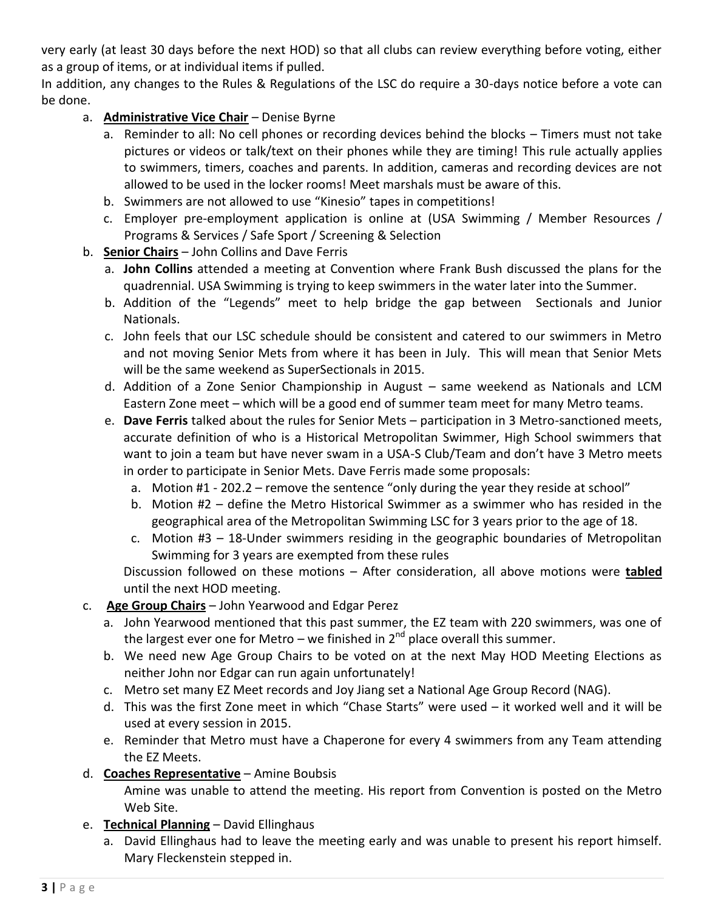very early (at least 30 days before the next HOD) so that all clubs can review everything before voting, either as a group of items, or at individual items if pulled.

In addition, any changes to the Rules & Regulations of the LSC do require a 30-days notice before a vote can be done.

a. **Administrative Vice Chair** – Denise Byrne
   a. Reminder to all: No cell phones or recording devices behind the blocks – Timers must not take pictures or videos or talk/text on their phones while they are timing! This rule actually applies to swimmers, timers, coaches and parents. In addition, cameras and recording devices are not allowed to be used in the locker rooms! Meet marshals must be aware of this.
   b. Swimmers are not allowed to use "Kinesio" tapes in competitions!
   c. Employer pre-employment application is online at (USA Swimming / Member Resources / Programs & Services / Safe Sport / Screening & Selection
b. **Senior Chairs** – John Collins and Dave Ferris
   a. **John Collins** attended a meeting at Convention where Frank Bush discussed the plans for the quadrennial. USA Swimming is trying to keep swimmers in the water later into the Summer.
   b. Addition of the "Legends" meet to help bridge the gap between Sectionals and Junior Nationals.
   c. John feels that our LSC schedule should be consistent and catered to our swimmers in Metro and not moving Senior Mets from where it has been in July. This will mean that Senior Mets will be the same weekend as SuperSectionals in 2015.
   d. Addition of a Zone Senior Championship in August – same weekend as Nationals and LCM Eastern Zone meet – which will be a good end of summer team meet for many Metro teams.
   e. **Dave Ferris** talked about the rules for Senior Mets – participation in 3 Metro-sanctioned meets, accurate definition of who is a Historical Metropolitan Swimmer, High School swimmers that want to join a team but have never swam in a USA-S Club/Team and don't have 3 Metro meets in order to participate in Senior Mets. Dave Ferris made some proposals:
      a. Motion #1 - 202.2 – remove the sentence "only during the year they reside at school"
      b. Motion #2 – define the Metro Historical Swimmer as a swimmer who has resided in the geographical area of the Metropolitan Swimming LSC for 3 years prior to the age of 18.
      c. Motion #3 – 18-Under swimmers residing in the geographic boundaries of Metropolitan Swimming for 3 years are exempted from these rules

   Discussion followed on these motions – After consideration, all above motions were **tabled** until the next HOD meeting.
c. **Age Group Chairs** – John Yearwood and Edgar Perez
   a. John Yearwood mentioned that this past summer, the EZ team with 220 swimmers, was one of the largest ever one for Metro – we finished in 2nd place overall this summer.
   b. We need new Age Group Chairs to be voted on at the next May HOD Meeting Elections as neither John nor Edgar can run again unfortunately!
   c. Metro set many EZ Meet records and Joy Jiang set a National Age Group Record (NAG).
   d. This was the first Zone meet in which "Chase Starts" were used – it worked well and it will be used at every session in 2015.
   e. Reminder that Metro must have a Chaperone for every 4 swimmers from any Team attending the EZ Meets.
d. **Coaches Representative** – Amine Boubsis

   Amine was unable to attend the meeting. His report from Convention is posted on the Metro Web Site.
e. **Technical Planning** – David Ellinghaus
   a. David Ellinghaus had to leave the meeting early and was unable to present his report himself. Mary Fleckenstein stepped in.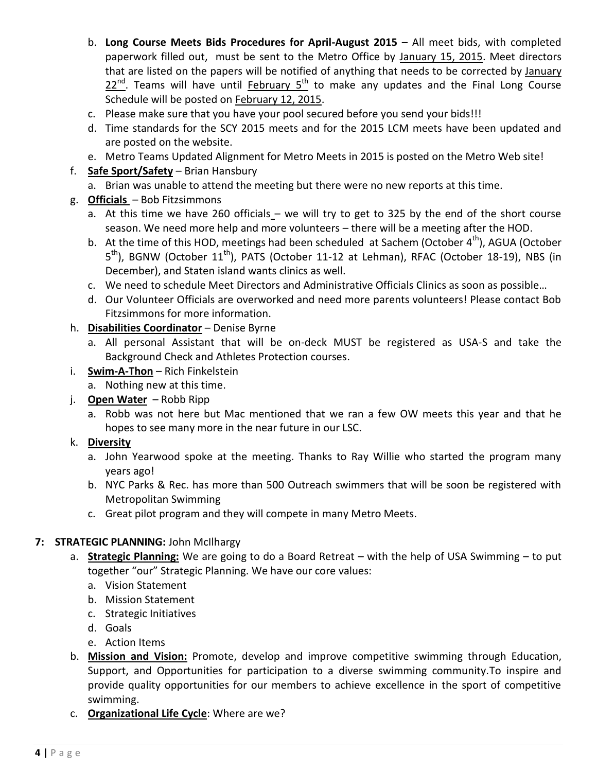b. **Long Course Meets Bids Procedures for April-August 2015** – All meet bids, with completed paperwork filled out, must be sent to the Metro Office by January 15, 2015. Meet directors that are listed on the papers will be notified of anything that needs to be corrected by January 22nd. Teams will have until February 5th to make any updates and the Final Long Course Schedule will be posted on February 12, 2015.

c. Please make sure that you have your pool secured before you send your bids!!!

d. Time standards for the SCY 2015 meets and for the 2015 LCM meets have been updated and are posted on the website.

e. Metro Teams Updated Alignment for Metro Meets in 2015 is posted on the Metro Web site!

f. **Safe Sport/Safety** – Brian Hansbury
   a. Brian was unable to attend the meeting but there were no new reports at this time.

g. **Officials** – Bob Fitzsimmons
   a. At this time we have 260 officials – we will try to get to 325 by the end of the short course season. We need more help and more volunteers – there will be a meeting after the HOD.
   b. At the time of this HOD, meetings had been scheduled at Sachem (October 4th), AGUA (October 5th), BGNW (October 11th), PATS (October 11-12 at Lehman), RFAC (October 18-19), NBS (in December), and Staten island wants clinics as well.
   c. We need to schedule Meet Directors and Administrative Officials Clinics as soon as possible…
   d. Our Volunteer Officials are overworked and need more parents volunteers! Please contact Bob Fitzsimmons for more information.

h. **Disabilities Coordinator** – Denise Byrne
   a. All personal Assistant that will be on-deck MUST be registered as USA-S and take the Background Check and Athletes Protection courses.

i. **Swim-A-Thon** – Rich Finkelstein
   a. Nothing new at this time.

j. **Open Water** – Robb Ripp
   a. Robb was not here but Mac mentioned that we ran a few OW meets this year and that he hopes to see many more in the near future in our LSC.

k. **Diversity**
   a. John Yearwood spoke at the meeting. Thanks to Ray Willie who started the program many years ago!
   b. NYC Parks & Rec. has more than 500 Outreach swimmers that will be soon be registered with Metropolitan Swimming
   c. Great pilot program and they will compete in many Metro Meets.

**7: STRATEGIC PLANNING:** John McIlhargy

a. **Strategic Planning:** We are going to do a Board Retreat – with the help of USA Swimming – to put together "our" Strategic Planning. We have our core values:
   a. Vision Statement
   b. Mission Statement
   c. Strategic Initiatives
   d. Goals
   e. Action Items

b. **Mission and Vision:** Promote, develop and improve competitive swimming through Education, Support, and Opportunities for participation to a diverse swimming community.To inspire and provide quality opportunities for our members to achieve excellence in the sport of competitive swimming.

c. **Organizational Life Cycle**: Where are we?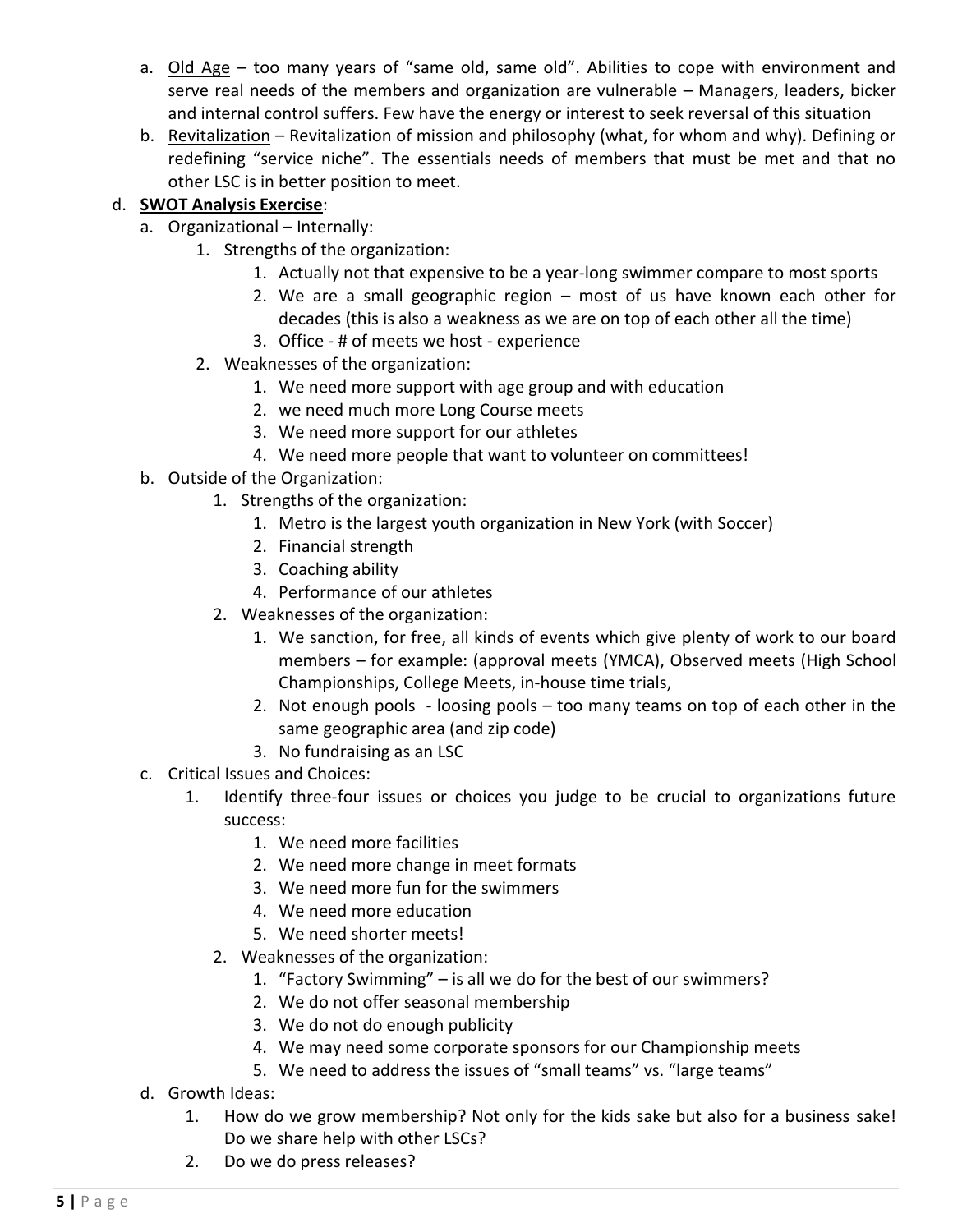a. Old Age – too many years of "same old, same old". Abilities to cope with environment and serve real needs of the members and organization are vulnerable – Managers, leaders, bicker and internal control suffers. Few have the energy or interest to seek reversal of this situation
b. Revitalization – Revitalization of mission and philosophy (what, for whom and why). Defining or redefining "service niche". The essentials needs of members that must be met and that no other LSC is in better position to meet.

d. **SWOT Analysis Exercise**:
   a. Organizational – Internally:
      1. Strengths of the organization:
         1. Actually not that expensive to be a year-long swimmer compare to most sports
         2. We are a small geographic region – most of us have known each other for decades (this is also a weakness as we are on top of each other all the time)
         3. Office - # of meets we host - experience
      2. Weaknesses of the organization:
         1. We need more support with age group and with education
         2. we need much more Long Course meets
         3. We need more support for our athletes
         4. We need more people that want to volunteer on committees!
   b. Outside of the Organization:
      1. Strengths of the organization:
         1. Metro is the largest youth organization in New York (with Soccer)
         2. Financial strength
         3. Coaching ability
         4. Performance of our athletes
      2. Weaknesses of the organization:
         1. We sanction, for free, all kinds of events which give plenty of work to our board members – for example: (approval meets (YMCA), Observed meets (High School Championships, College Meets, in-house time trials,
         2. Not enough pools - loosing pools – too many teams on top of each other in the same geographic area (and zip code)
         3. No fundraising as an LSC
   c. Critical Issues and Choices:
      1. Identify three-four issues or choices you judge to be crucial to organizations future success:
         1. We need more facilities
         2. We need more change in meet formats
         3. We need more fun for the swimmers
         4. We need more education
         5. We need shorter meets!
      2. Weaknesses of the organization:
         1. "Factory Swimming" – is all we do for the best of our swimmers?
         2. We do not offer seasonal membership
         3. We do not do enough publicity
         4. We may need some corporate sponsors for our Championship meets
         5. We need to address the issues of "small teams" vs. "large teams"
   d. Growth Ideas:
      1. How do we grow membership? Not only for the kids sake but also for a business sake! Do we share help with other LSCs?
      2. Do we do press releases?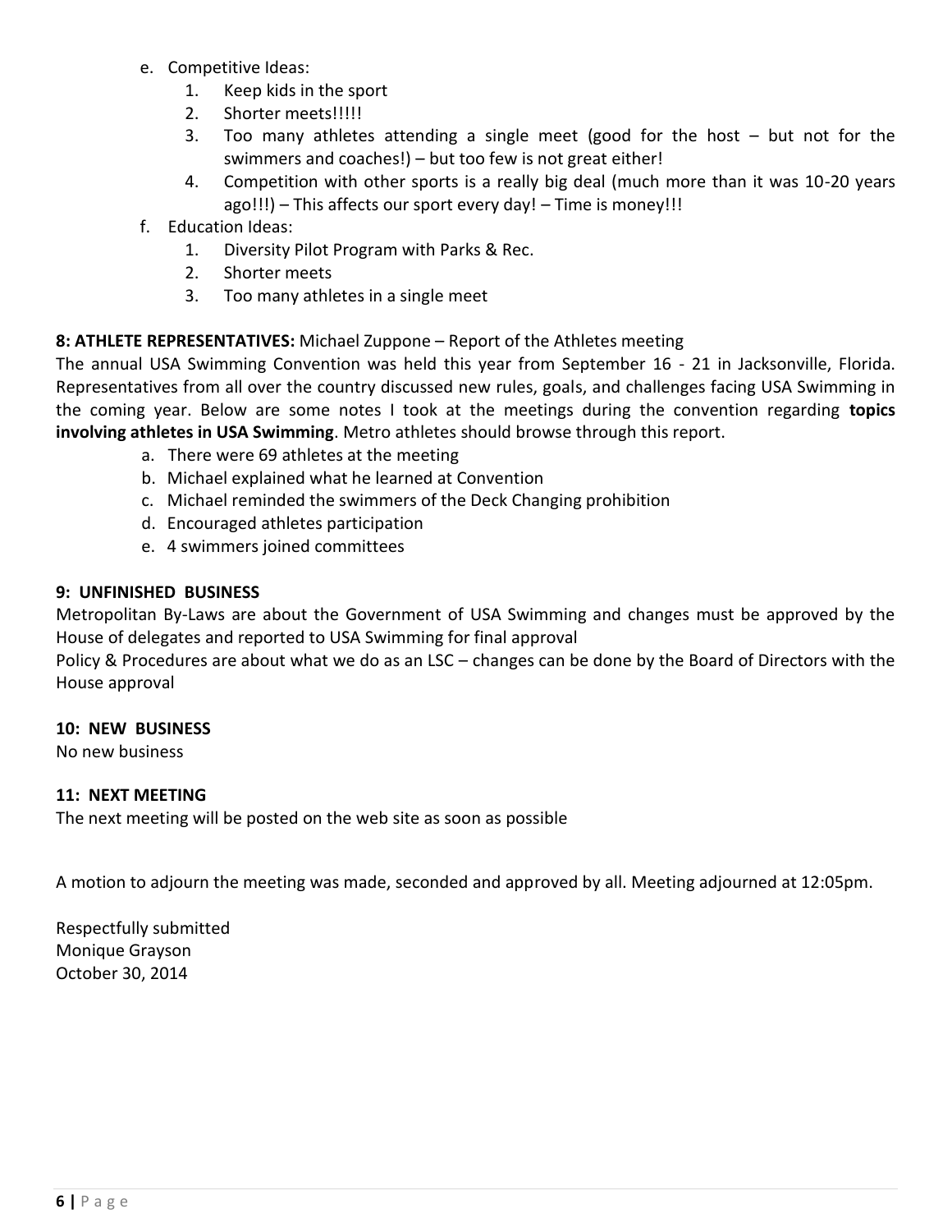e. Competitive Ideas:
   1. Keep kids in the sport
   2. Shorter meets!!!!!
   3. Too many athletes attending a single meet (good for the host – but not for the swimmers and coaches!) – but too few is not great either!
   4. Competition with other sports is a really big deal (much more than it was 10-20 years ago!!!) – This affects our sport every day! – Time is money!!!

f. Education Ideas:
   1. Diversity Pilot Program with Parks & Rec.
   2. Shorter meets
   3. Too many athletes in a single meet

**8: ATHLETE REPRESENTATIVES:** Michael Zuppone – Report of the Athletes meeting

The annual USA Swimming Convention was held this year from September 16 - 21 in Jacksonville, Florida. Representatives from all over the country discussed new rules, goals, and challenges facing USA Swimming in the coming year. Below are some notes I took at the meetings during the convention regarding **topics involving athletes in USA Swimming**. Metro athletes should browse through this report.

a. There were 69 athletes at the meeting
b. Michael explained what he learned at Convention
c. Michael reminded the swimmers of the Deck Changing prohibition
d. Encouraged athletes participation
e. 4 swimmers joined committees

**9: UNFINISHED BUSINESS**

Metropolitan By-Laws are about the Government of USA Swimming and changes must be approved by the House of delegates and reported to USA Swimming for final approval

Policy & Procedures are about what we do as an LSC – changes can be done by the Board of Directors with the House approval

**10: NEW BUSINESS**

No new business

**11: NEXT MEETING**

The next meeting will be posted on the web site as soon as possible

A motion to adjourn the meeting was made, seconded and approved by all. Meeting adjourned at 12:05pm.

Respectfully submitted
Monique Grayson
October 30, 2014